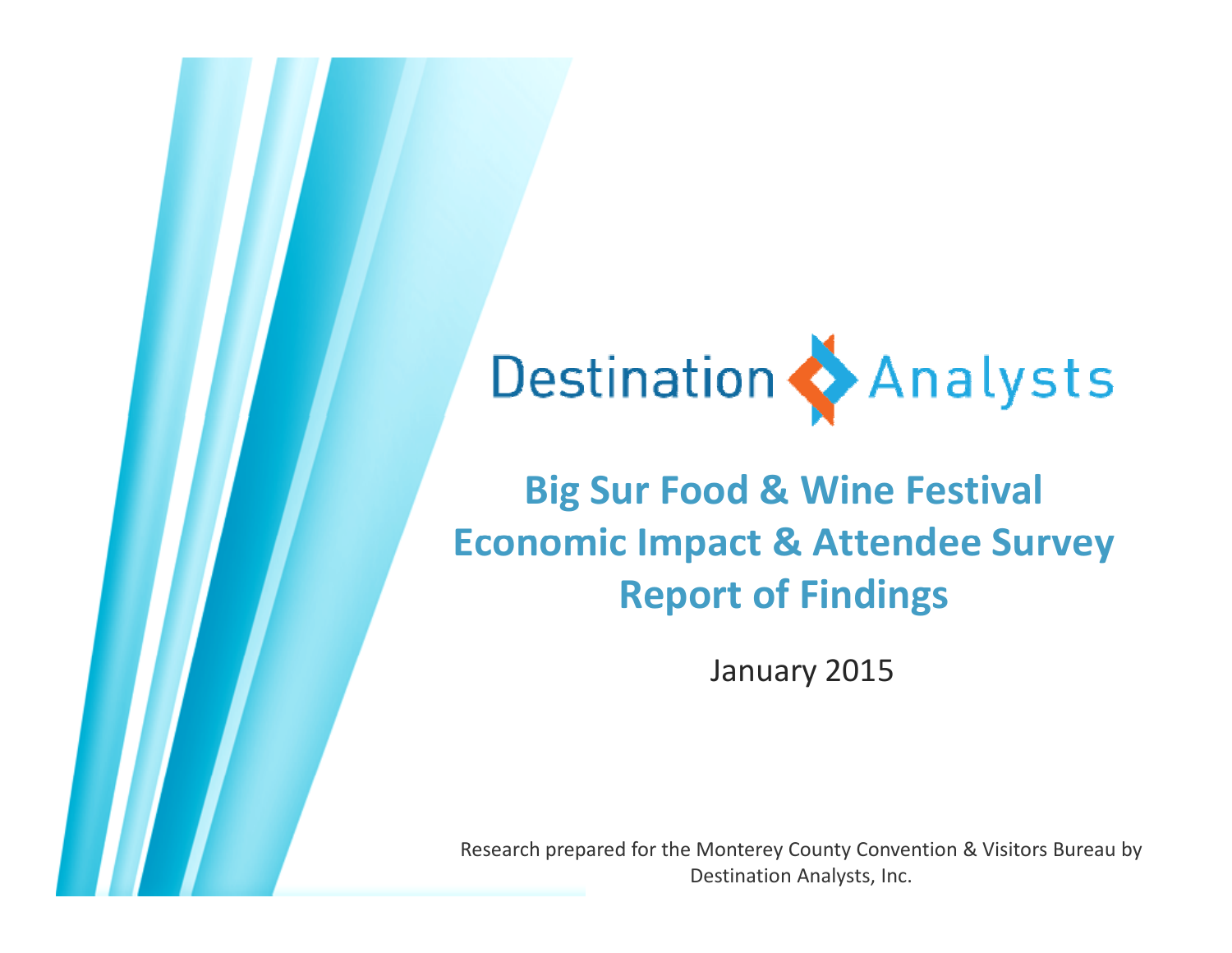Destination Analysts

# Big Sur Food & Wine Festival Economic Impact & Attendee Survey Report of Findings

January 2015

Research prepared for the Monterey County Convention & Visitors Bureau by Destination Analysts, Inc.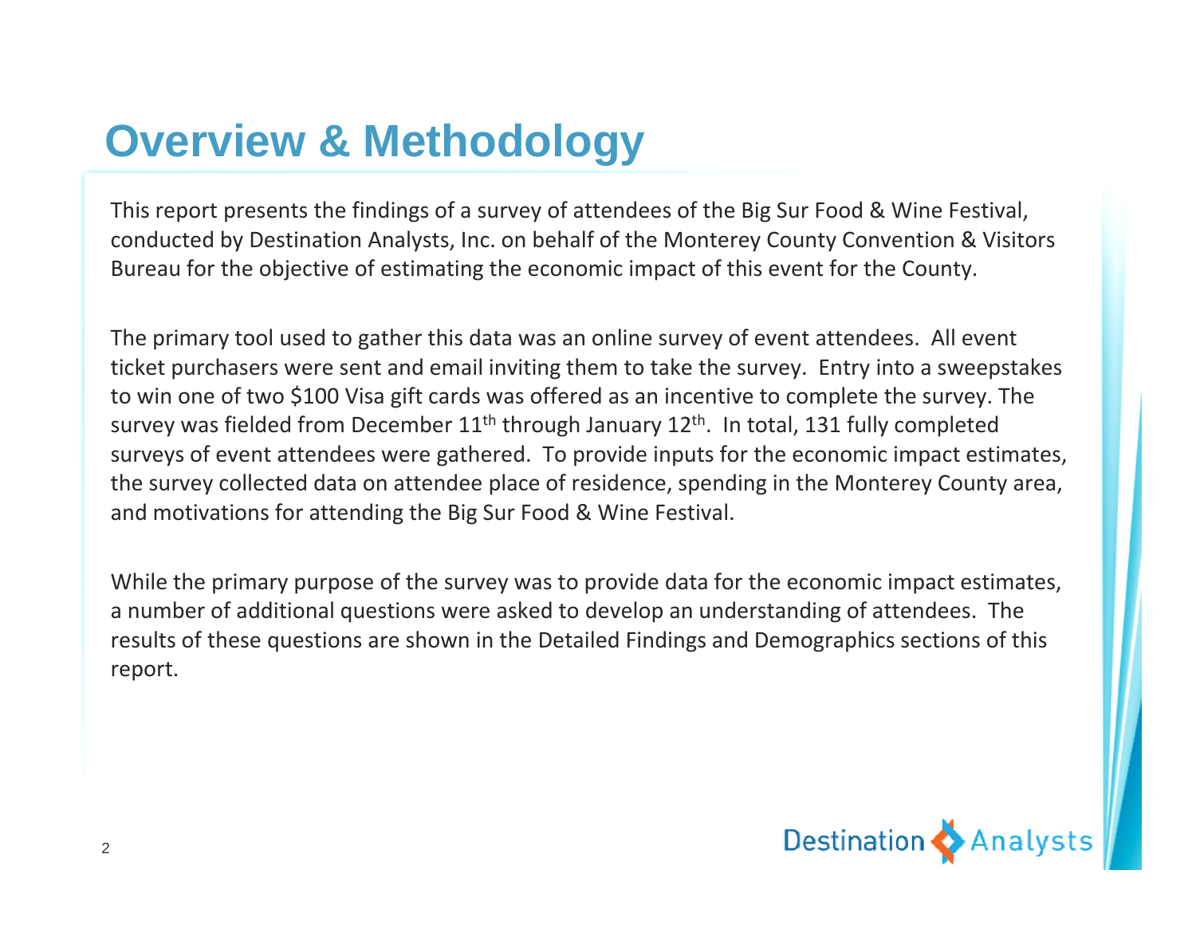# Overview & Methodology

This report presents the findings of a survey of attendees of the Big Sur Food & Wine Festival, conducted by Destination Analysts, Inc. on behalf of the Monterey County Convention & Visitors Bureau for the objective of estimating the economic impact of this event for the County.

The primary tool used to gather this data was an online survey of event attendees. All event ticket purchasers were sent and email inviting them to take the survey. Entry into a sweepstakes to win one of two $100 Visa gift cards was offered as an incentive to complete the survey. The survey was fielded from December 11th through January 12th. In total, 131 fully completed surveys of event attendees were gathered. To provide inputs for the economic impact estimates, the survey collected data on attendee place of residence, spending in the Monterey County area, and motivations for attending the Big Sur Food & Wine Festival.

While the primary purpose of the survey was to provide data for the economic impact estimates, a number of additional questions were asked to develop an understanding of attendees. The results of these questions are shown in the Detailed Findings and Demographics sections of this report.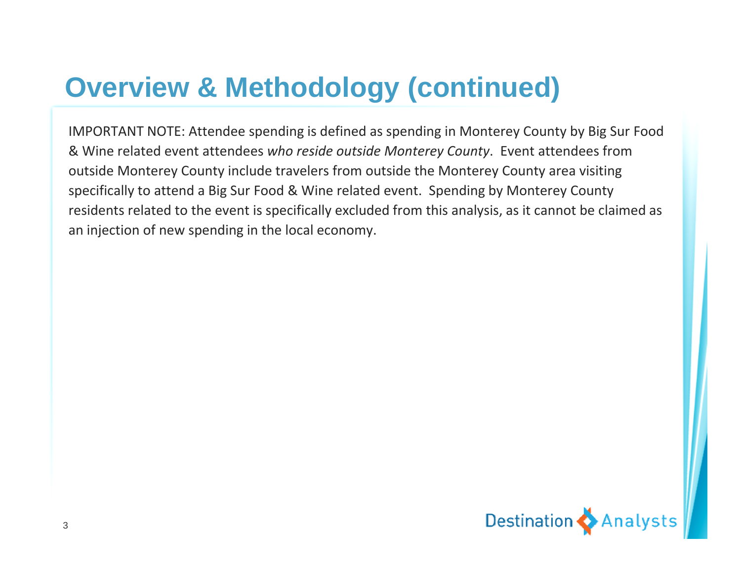# Overview & Methodology (continued)

IMPORTANT NOTE: Attendee spending is defined as spending in Monterey County by Big Sur Food & Wine related event attendees *who reside outside Monterey County*. Event attendees from outside Monterey County include travelers from outside the Monterey County area visiting specifically to attend a Big Sur Food & Wine related event. Spending by Monterey County residents related to the event is specifically excluded from this analysis, as it cannot be claimed as an injection of new spending in the local economy.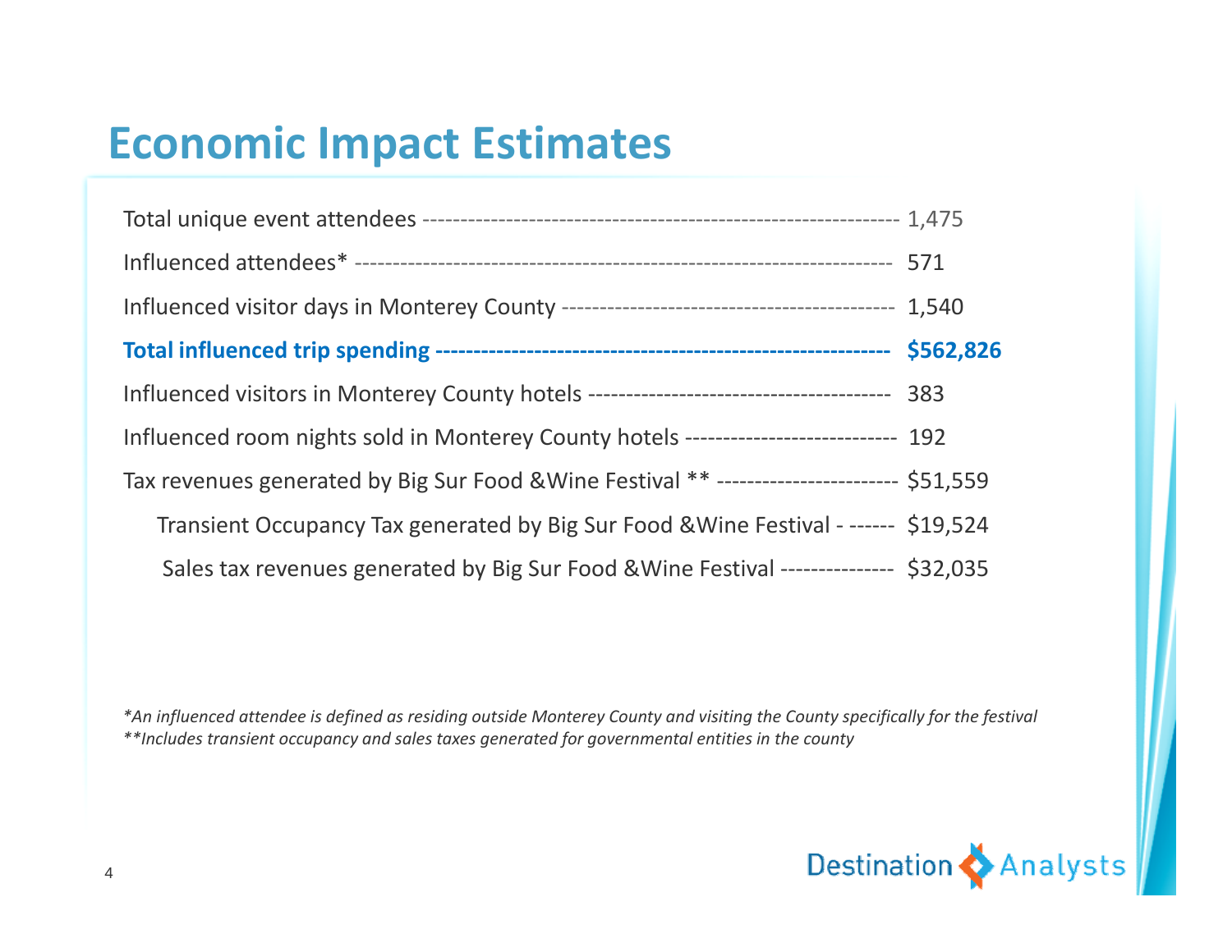# Economic Impact Estimates

| | |
|---|---|
| Total unique event attendees | 1,475 |
| Influenced attendees* | 571 |
| Influenced visitor days in Monterey County | 1,540 |
| **Total influenced trip spending** | **$562,826** |
| Influenced visitors in Monterey County hotels | 383 |
| Influenced room nights sold in Monterey County hotels | 192 |
| Tax revenues generated by Big Sur Food &Wine Festival ** | $51,559 |
| Transient Occupancy Tax generated by Big Sur Food &Wine Festival - | $19,524 |
| Sales tax revenues generated by Big Sur Food &Wine Festival | $32,035 |

*\*An influenced attendee is defined as residing outside Monterey County and visiting the County specifically for the festival*

*\*\*Includes transient occupancy and sales taxes generated for governmental entities in the county*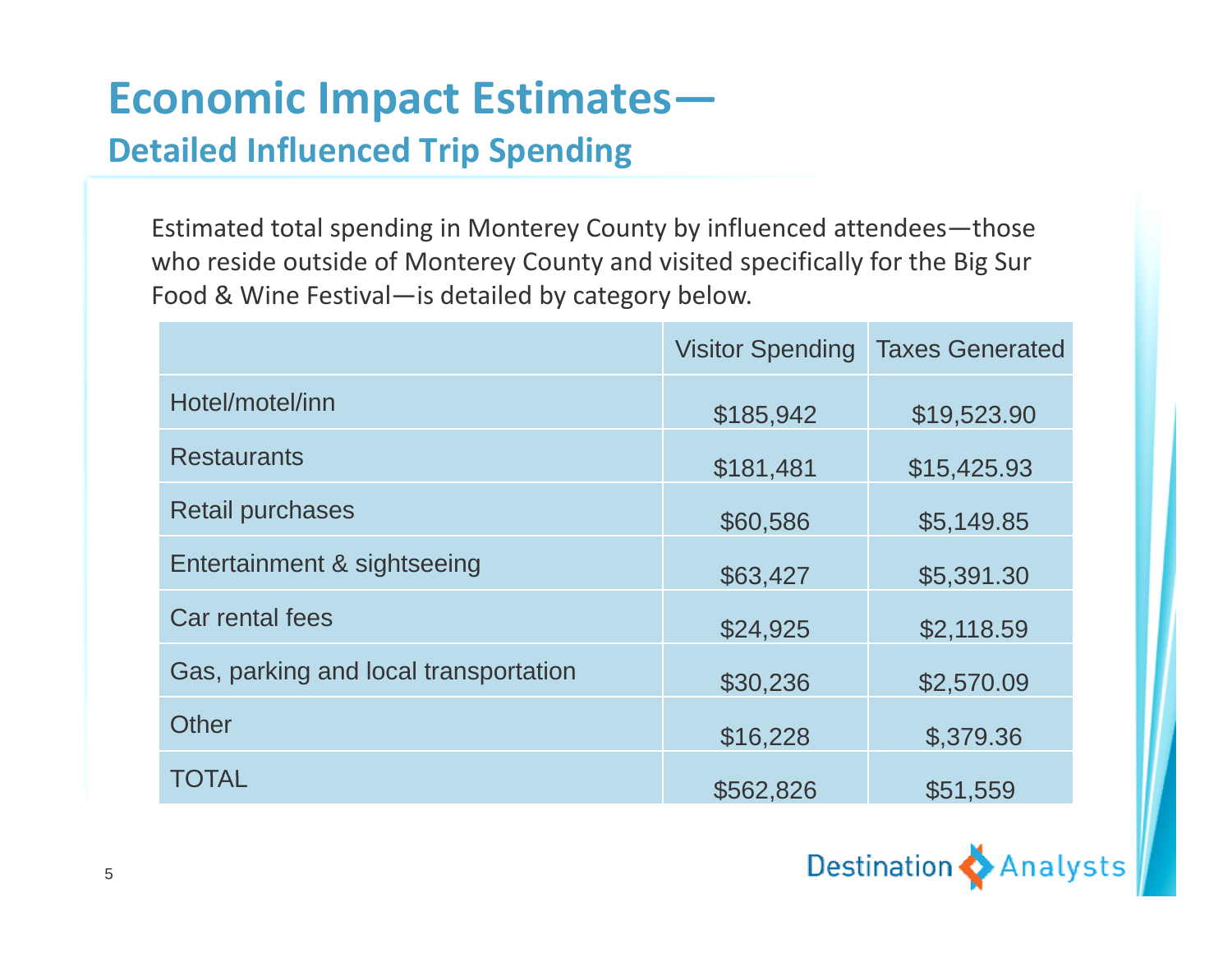# Economic Impact Estimates—

## Detailed Influenced Trip Spending

Estimated total spending in Monterey County by influenced attendees—those who reside outside of Monterey County and visited specifically for the Big Sur Food & Wine Festival—is detailed by category below.

| | Visitor Spending | Taxes Generated |
|---|---|---|
| Hotel/motel/inn | $185,942 | $19,523.90 |
| Restaurants | $181,481 | $15,425.93 |
| Retail purchases | $60,586 | $5,149.85 |
| Entertainment & sightseeing | $63,427 | $5,391.30 |
| Car rental fees | $24,925 | $2,118.59 |
| Gas, parking and local transportation | $30,236 | $2,570.09 |
| Other | $16,228 | $,379.36 |
| TOTAL | $562,826 | $51,559 |

Destination Analysts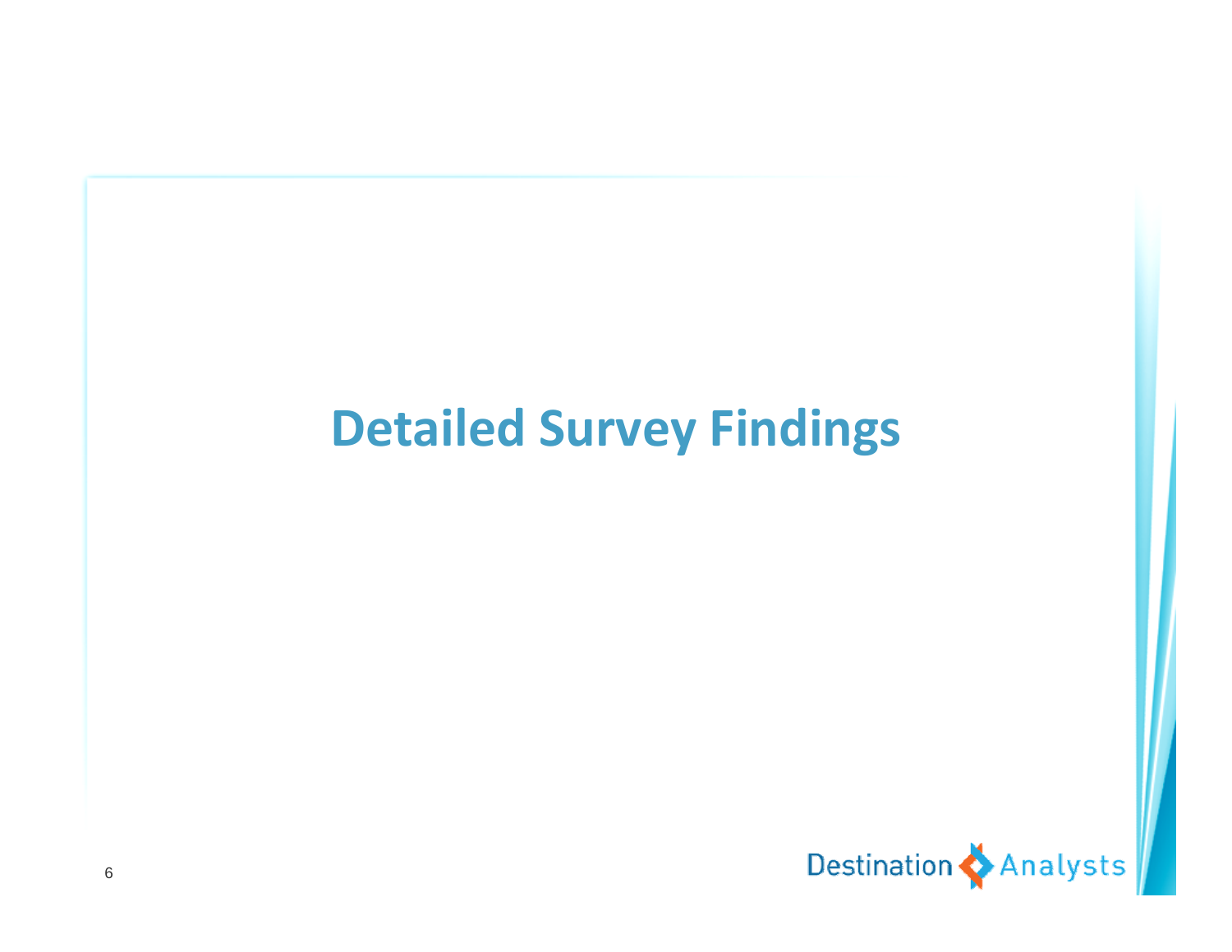# Detailed Survey Findings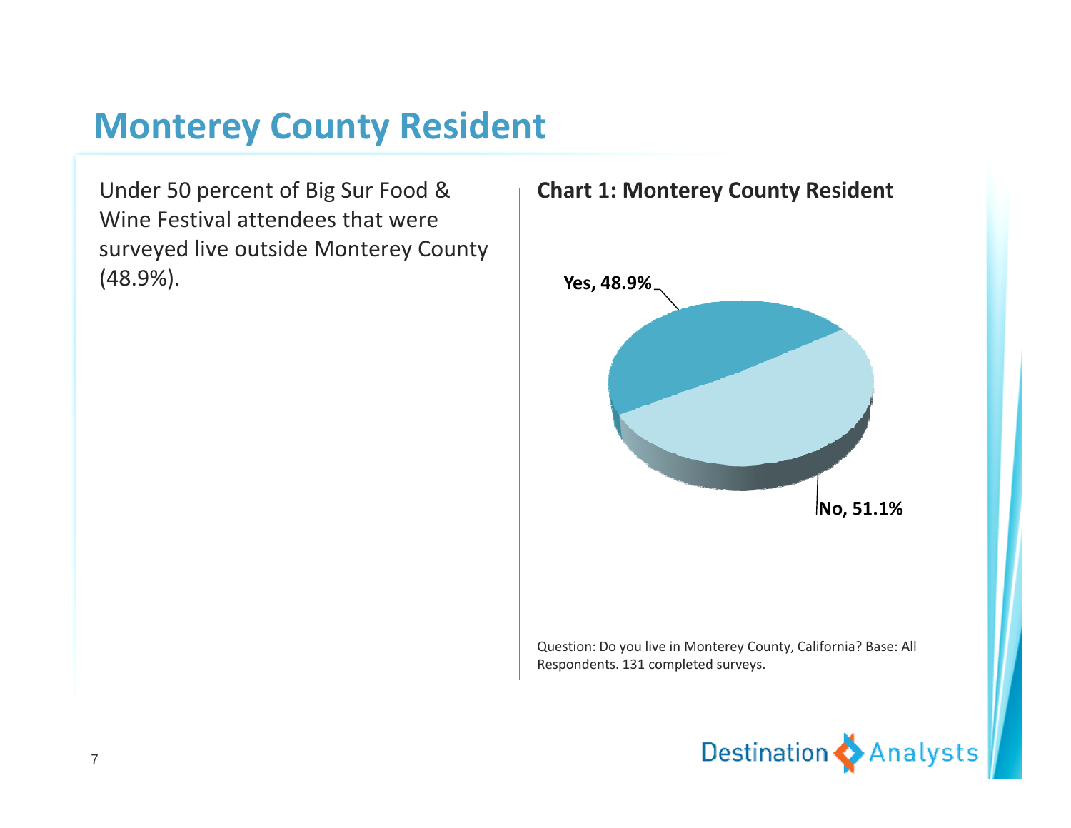# Monterey County Resident

Under 50 percent of Big Sur Food & Wine Festival attendees that were surveyed live outside Monterey County (48.9%).

**Chart 1: Monterey County Resident**

Yes, 48.9%

No, 51.1%

Question: Do you live in Monterey County, California? Base: All Respondents. 131 completed surveys.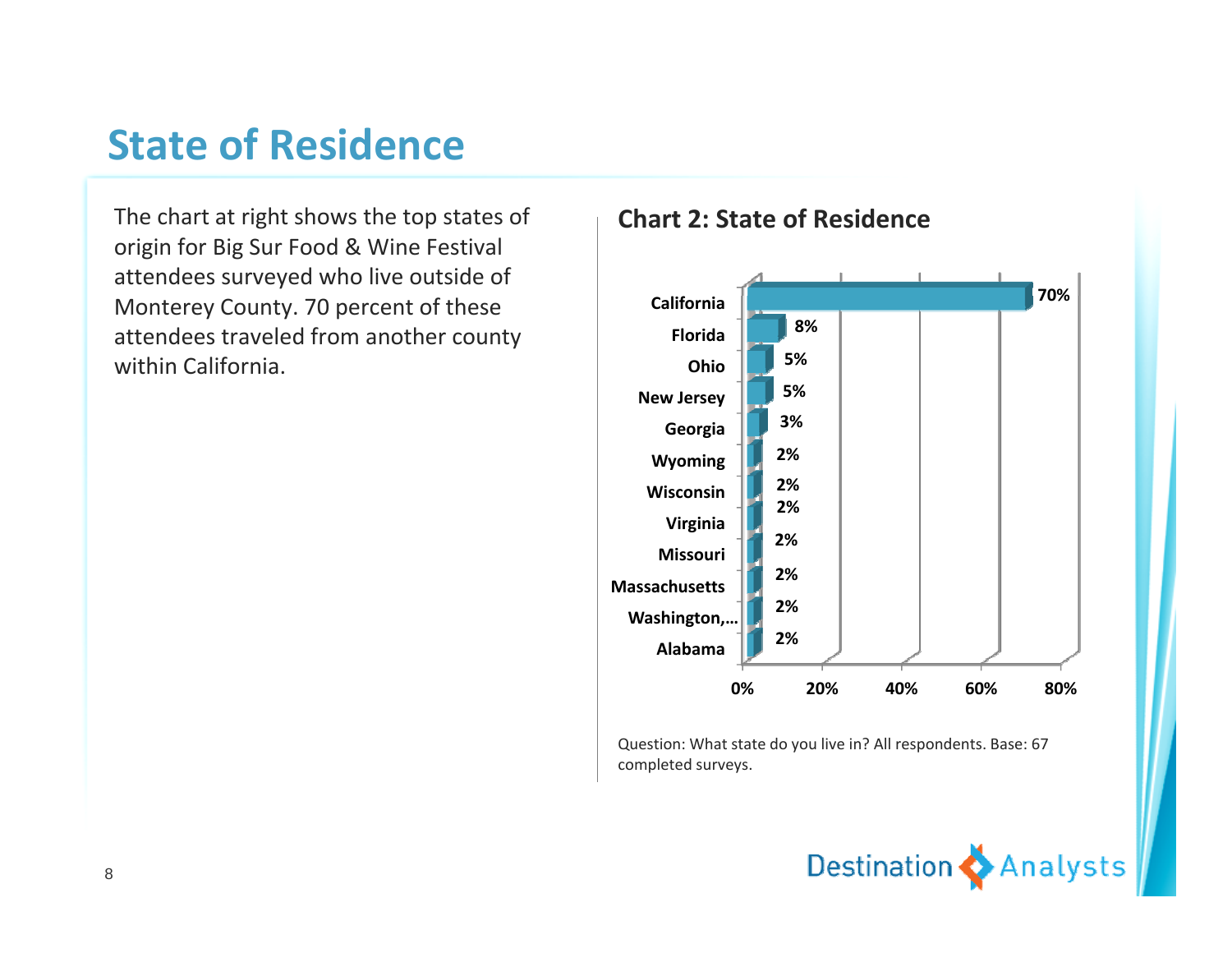# State of Residence

The chart at right shows the top states of origin for Big Sur Food & Wine Festival attendees surveyed who live outside of Monterey County. 70 percent of these attendees traveled from another county within California.

## Chart 2: State of Residence

| State | Percent |
| --- | --- |
| California | 70% |
| Florida | 8% |
| Ohio | 5% |
| New Jersey | 5% |
| Georgia | 3% |
| Wyoming | 2% |
| Wisconsin | 2% |
| Virginia | 2% |
| Missouri | 2% |
| Massachusetts | 2% |
| Washington,… | 2% |
| Alabama | 2% |

Question: What state do you live in? All respondents. Base: 67 completed surveys.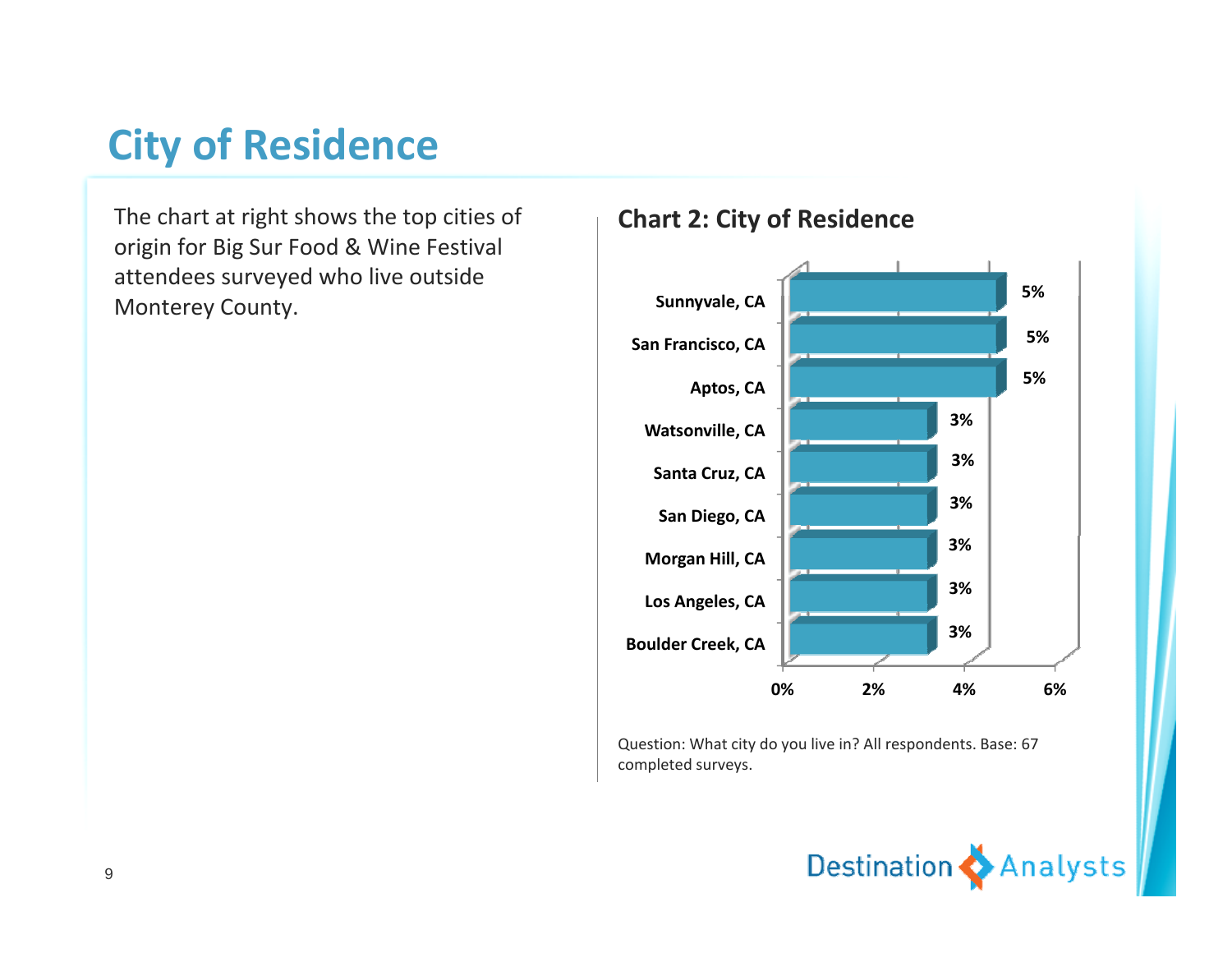# City of Residence

The chart at right shows the top cities of origin for Big Sur Food & Wine Festival attendees surveyed who live outside Monterey County.

## Chart 2: City of Residence

| City | Percent |
| --- | --- |
| Sunnyvale, CA | 5% |
| San Francisco, CA | 5% |
| Aptos, CA | 5% |
| Watsonville, CA | 3% |
| Santa Cruz, CA | 3% |
| San Diego, CA | 3% |
| Morgan Hill, CA | 3% |
| Los Angeles, CA | 3% |
| Boulder Creek, CA | 3% |

Question: What city do you live in? All respondents. Base: 67 completed surveys.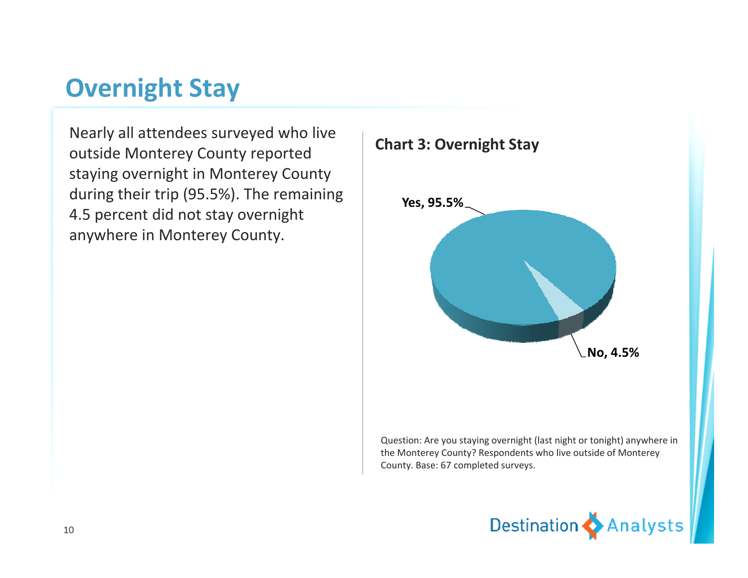# Overnight Stay

Nearly all attendees surveyed who live outside Monterey County reported staying overnight in Monterey County during their trip (95.5%). The remaining 4.5 percent did not stay overnight anywhere in Monterey County.

**Chart 3: Overnight Stay**

Yes, 95.5%

No, 4.5%

Question: Are you staying overnight (last night or tonight) anywhere in the Monterey County? Respondents who live outside of Monterey County. Base: 67 completed surveys.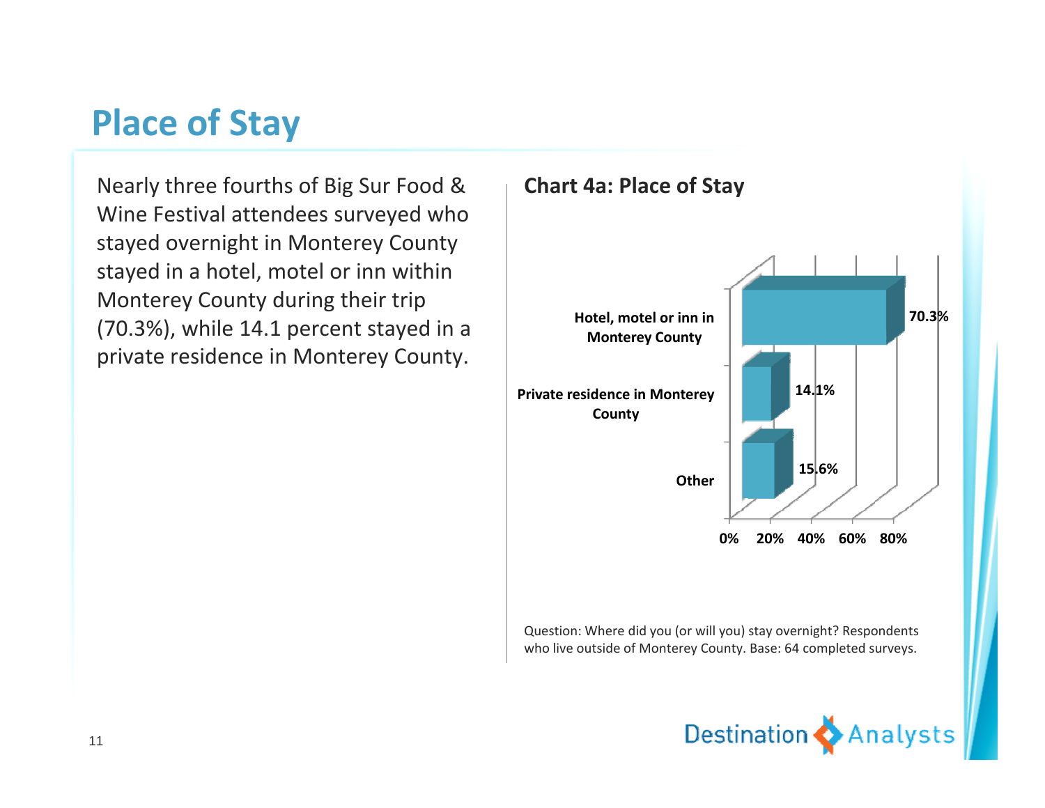# Place of Stay

Nearly three fourths of Big Sur Food & Wine Festival attendees surveyed who stayed overnight in Monterey County stayed in a hotel, motel or inn within Monterey County during their trip (70.3%), while 14.1 percent stayed in a private residence in Monterey County.

**Chart 4a: Place of Stay**

| Place of Stay | Percent |
|---|---|
| Hotel, motel or inn in Monterey County | 70.3% |
| Private residence in Monterey County | 14.1% |
| Other | 15.6% |

Question: Where did you (or will you) stay overnight? Respondents who live outside of Monterey County. Base: 64 completed surveys.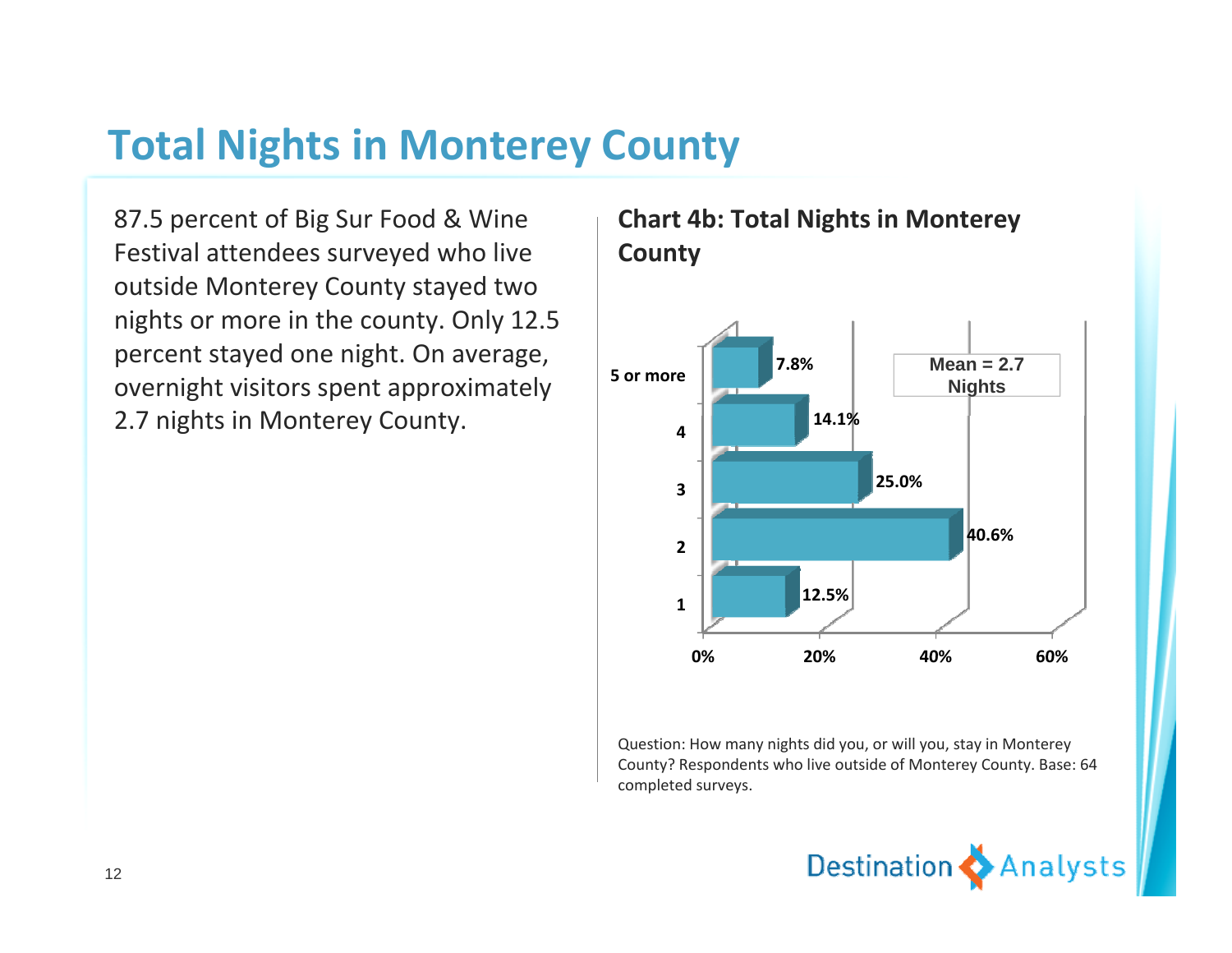# Total Nights in Monterey County

87.5 percent of Big Sur Food & Wine Festival attendees surveyed who live outside Monterey County stayed two nights or more in the county. Only 12.5 percent stayed one night. On average, overnight visitors spent approximately 2.7 nights in Monterey County.

## Chart 4b: Total Nights in Monterey County

| Nights | Percent |
|---|---|
| 5 or more | 7.8% |
| 4 | 14.1% |
| 3 | 25.0% |
| 2 | 40.6% |
| 1 | 12.5% |

Mean = 2.7 Nights

Question: How many nights did you, or will you, stay in Monterey County? Respondents who live outside of Monterey County. Base: 64 completed surveys.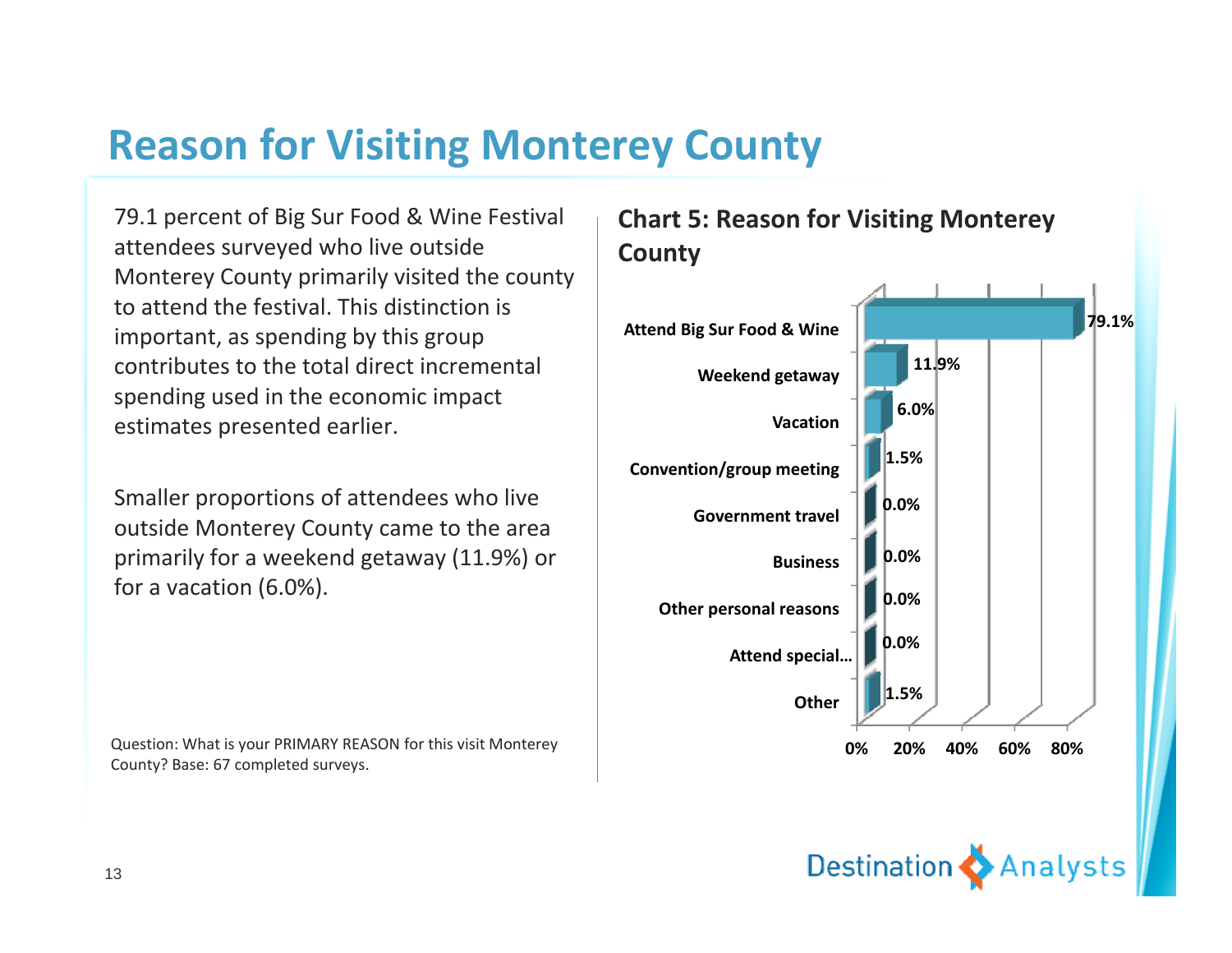# Reason for Visiting Monterey County

79.1 percent of Big Sur Food & Wine Festival attendees surveyed who live outside Monterey County primarily visited the county to attend the festival. This distinction is important, as spending by this group contributes to the total direct incremental spending used in the economic impact estimates presented earlier.

Smaller proportions of attendees who live outside Monterey County came to the area primarily for a weekend getaway (11.9%) or for a vacation (6.0%).

Question: What is your PRIMARY REASON for this visit Monterey County? Base: 67 completed surveys.

## Chart 5: Reason for Visiting Monterey County

| Reason | Percent |
| --- | --- |
| Attend Big Sur Food & Wine | 79.1% |
| Weekend getaway | 11.9% |
| Vacation | 6.0% |
| Convention/group meeting | 1.5% |
| Government travel | 0.0% |
| Business | 0.0% |
| Other personal reasons | 0.0% |
| Attend special… | 0.0% |
| Other | 1.5% |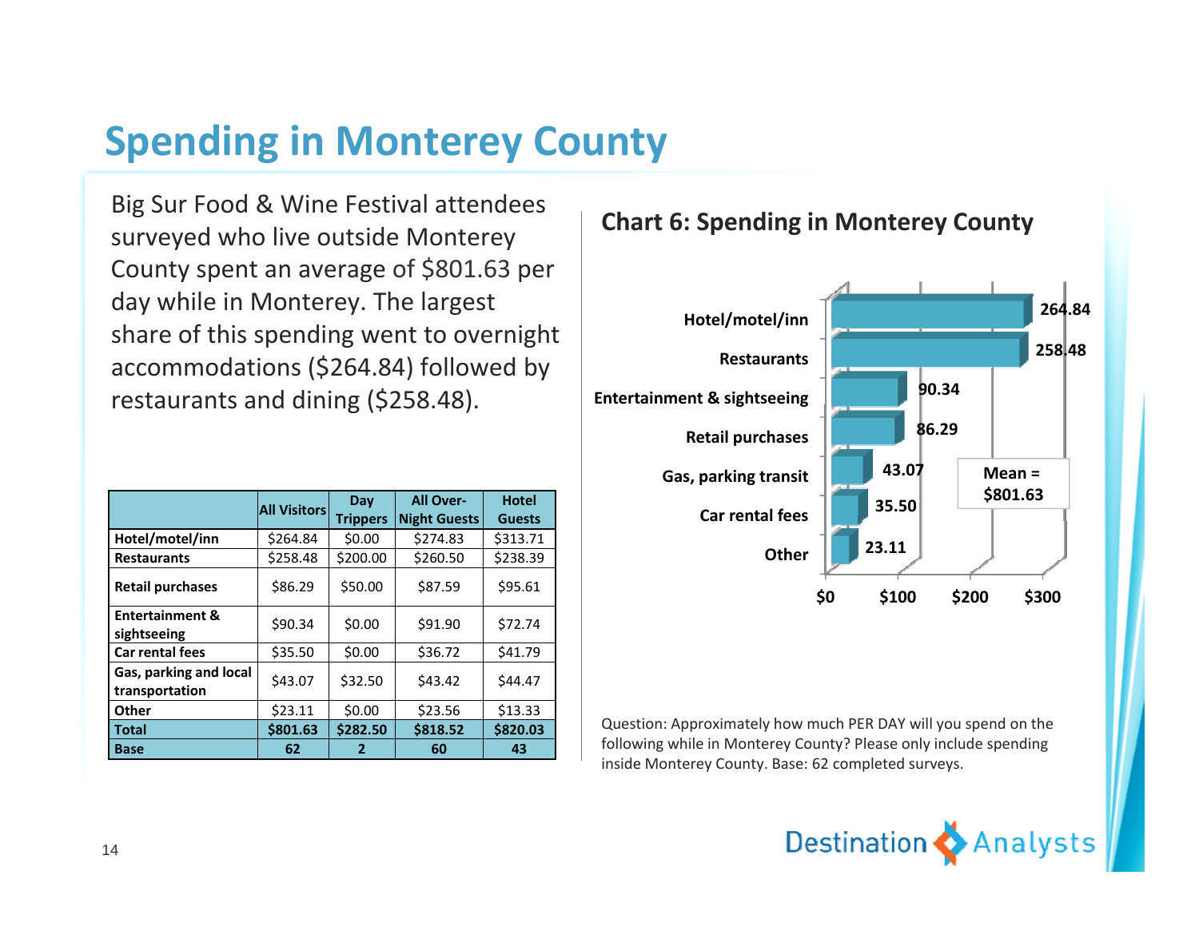# Spending in Monterey County

Big Sur Food & Wine Festival attendees surveyed who live outside Monterey County spent an average of $801.63 per day while in Monterey. The largest share of this spending went to overnight accommodations ($264.84) followed by restaurants and dining ($258.48).

| | All Visitors | Day Trippers | All Over-Night Guests | Hotel Guests |
|---|---|---|---|---|
| **Hotel/motel/inn** | $264.84 | $0.00 | $274.83 | $313.71 |
| **Restaurants** | $258.48 | $200.00 | $260.50 | $238.39 |
| **Retail purchases** | $86.29 | $50.00 | $87.59 | $95.61 |
| **Entertainment & sightseeing** | $90.34 | $0.00 | $91.90 | $72.74 |
| **Car rental fees** | $35.50 | $0.00 | $36.72 | $41.79 |
| **Gas, parking and local transportation** | $43.07 | $32.50 | $43.42 | $44.47 |
| **Other** | $23.11 | $0.00 | $23.56 | $13.33 |
| **Total** | **$801.63** | **$282.50** | **$818.52** | **$820.03** |
| **Base** | **62** | **2** | **60** | **43** |

## Chart 6: Spending in Monterey County

| Category | Spending ($) |
|---|---|
| Hotel/motel/inn | 264.84 |
| Restaurants | 258.48 |
| Entertainment & sightseeing | 90.34 |
| Retail purchases | 86.29 |
| Gas, parking transit | 43.07 |
| Car rental fees | 35.50 |
| Other | 23.11 |

Mean = $801.63

Question: Approximately how much PER DAY will you spend on the following while in Monterey County? Please only include spending inside Monterey County. Base: 62 completed surveys.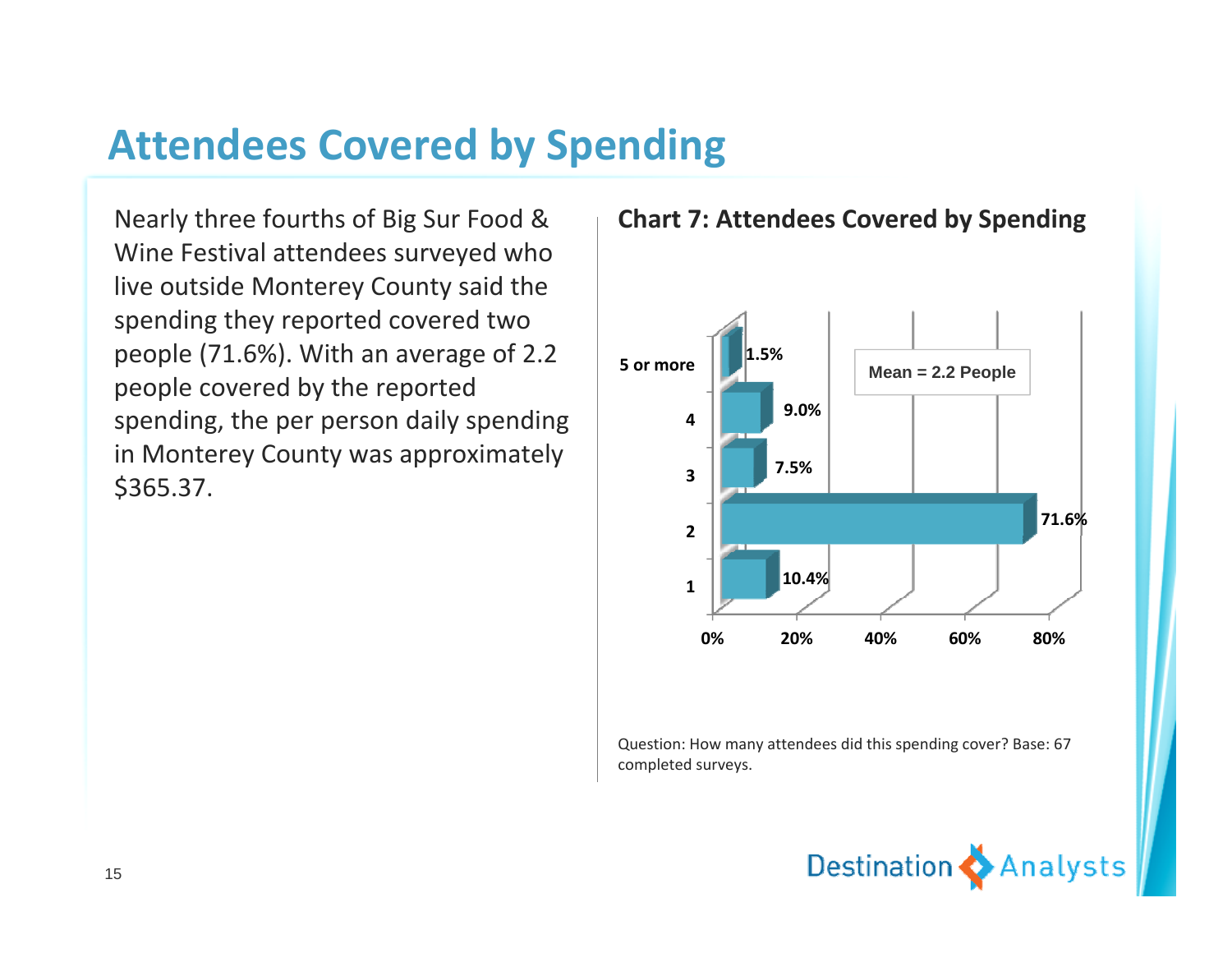# Attendees Covered by Spending

Nearly three fourths of Big Sur Food & Wine Festival attendees surveyed who live outside Monterey County said the spending they reported covered two people (71.6%). With an average of 2.2 people covered by the reported spending, the per person daily spending in Monterey County was approximately $365.37.

**Chart 7: Attendees Covered by Spending**

| Attendees | Percent |
|---|---|
| 5 or more | 1.5% |
| 4 | 9.0% |
| 3 | 7.5% |
| 2 | 71.6% |
| 1 | 10.4% |

Mean = 2.2 People

Question: How many attendees did this spending cover? Base: 67 completed surveys.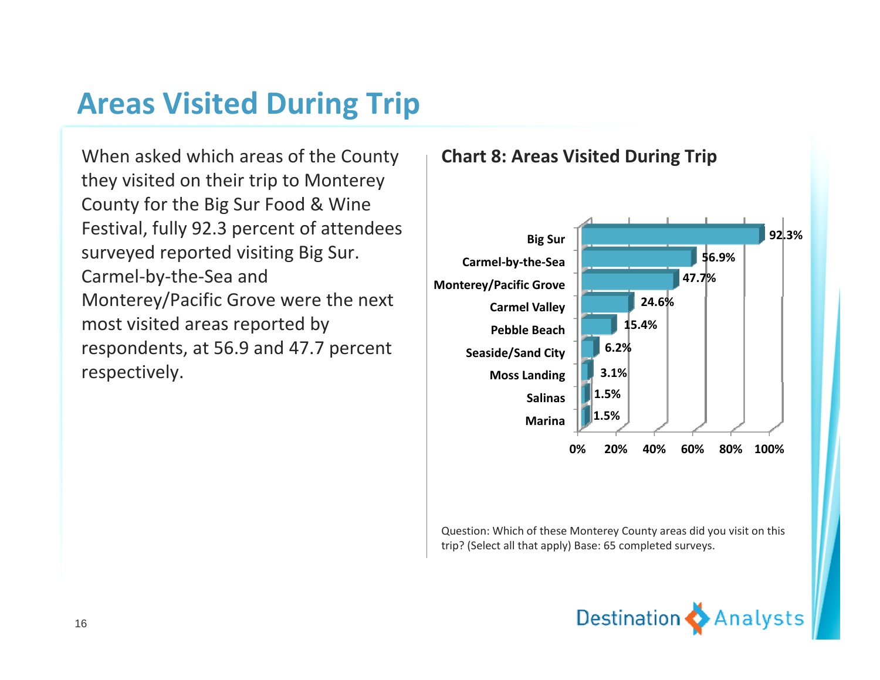# Areas Visited During Trip

When asked which areas of the County they visited on their trip to Monterey County for the Big Sur Food & Wine Festival, fully 92.3 percent of attendees surveyed reported visiting Big Sur. Carmel-by-the-Sea and Monterey/Pacific Grove were the next most visited areas reported by respondents, at 56.9 and 47.7 percent respectively.

**Chart 8: Areas Visited During Trip**

| Area | Percent |
|---|---|
| Big Sur | 92.3% |
| Carmel-by-the-Sea | 56.9% |
| Monterey/Pacific Grove | 47.7% |
| Carmel Valley | 24.6% |
| Pebble Beach | 15.4% |
| Seaside/Sand City | 6.2% |
| Moss Landing | 3.1% |
| Salinas | 1.5% |
| Marina | 1.5% |

Question: Which of these Monterey County areas did you visit on this trip? (Select all that apply) Base: 65 completed surveys.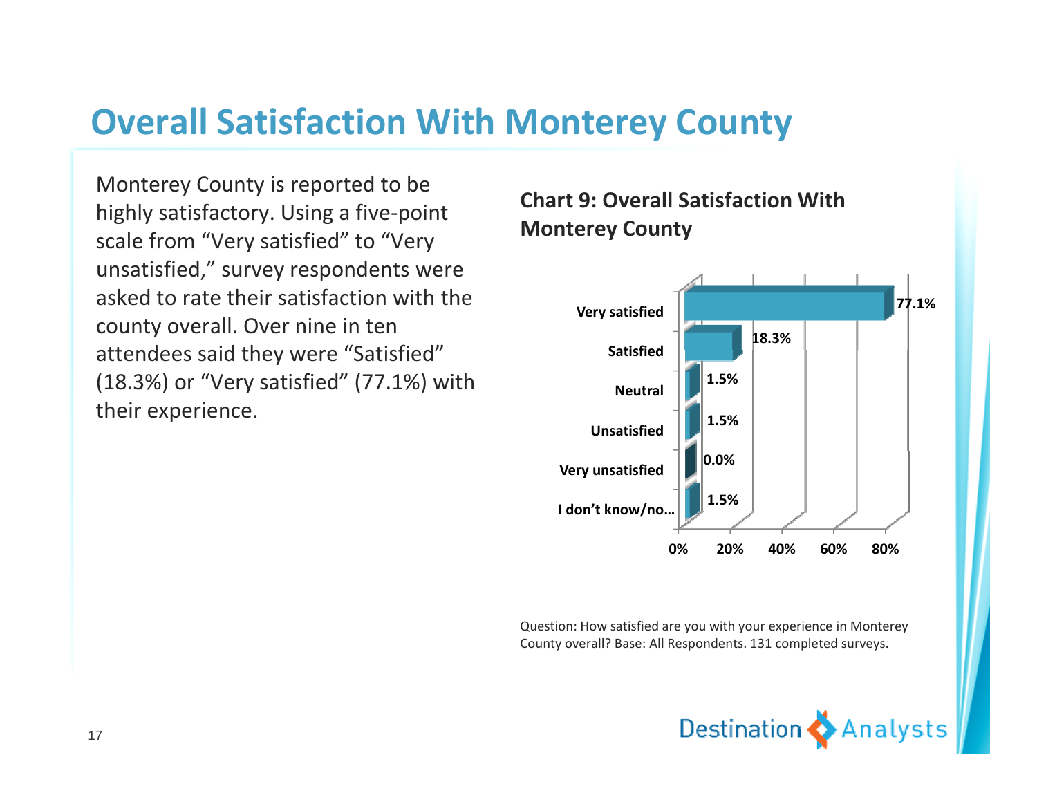# Overall Satisfaction With Monterey County

Monterey County is reported to be highly satisfactory. Using a five-point scale from "Very satisfied" to "Very unsatisfied," survey respondents were asked to rate their satisfaction with the county overall. Over nine in ten attendees said they were "Satisfied" (18.3%) or "Very satisfied" (77.1%) with their experience.

**Chart 9: Overall Satisfaction With Monterey County**

| Response | Percent |
|---|---|
| Very satisfied | 77.1% |
| Satisfied | 18.3% |
| Neutral | 1.5% |
| Unsatisfied | 1.5% |
| Very unsatisfied | 0.0% |
| I don't know/no… | 1.5% |

Question: How satisfied are you with your experience in Monterey County overall? Base: All Respondents. 131 completed surveys.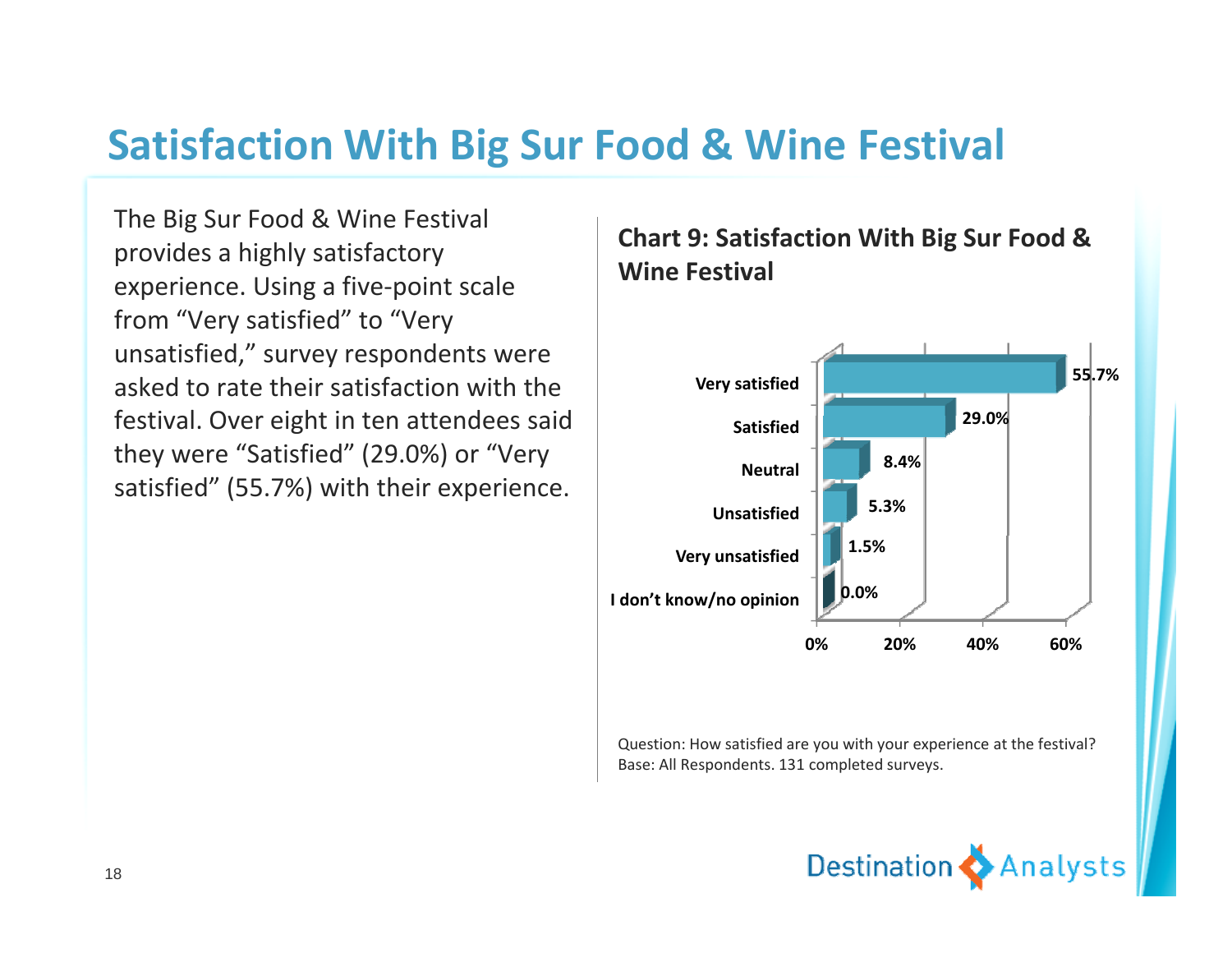# Satisfaction With Big Sur Food & Wine Festival

The Big Sur Food & Wine Festival provides a highly satisfactory experience. Using a five-point scale from “Very satisfied” to “Very unsatisfied,” survey respondents were asked to rate their satisfaction with the festival. Over eight in ten attendees said they were “Satisfied” (29.0%) or “Very satisfied” (55.7%) with their experience.

**Chart 9: Satisfaction With Big Sur Food & Wine Festival**

| Response | Percentage |
| --- | --- |
| Very satisfied | 55.7% |
| Satisfied | 29.0% |
| Neutral | 8.4% |
| Unsatisfied | 5.3% |
| Very unsatisfied | 1.5% |
| I don’t know/no opinion | 0.0% |

Question: How satisfied are you with your experience at the festival?
Base: All Respondents. 131 completed surveys.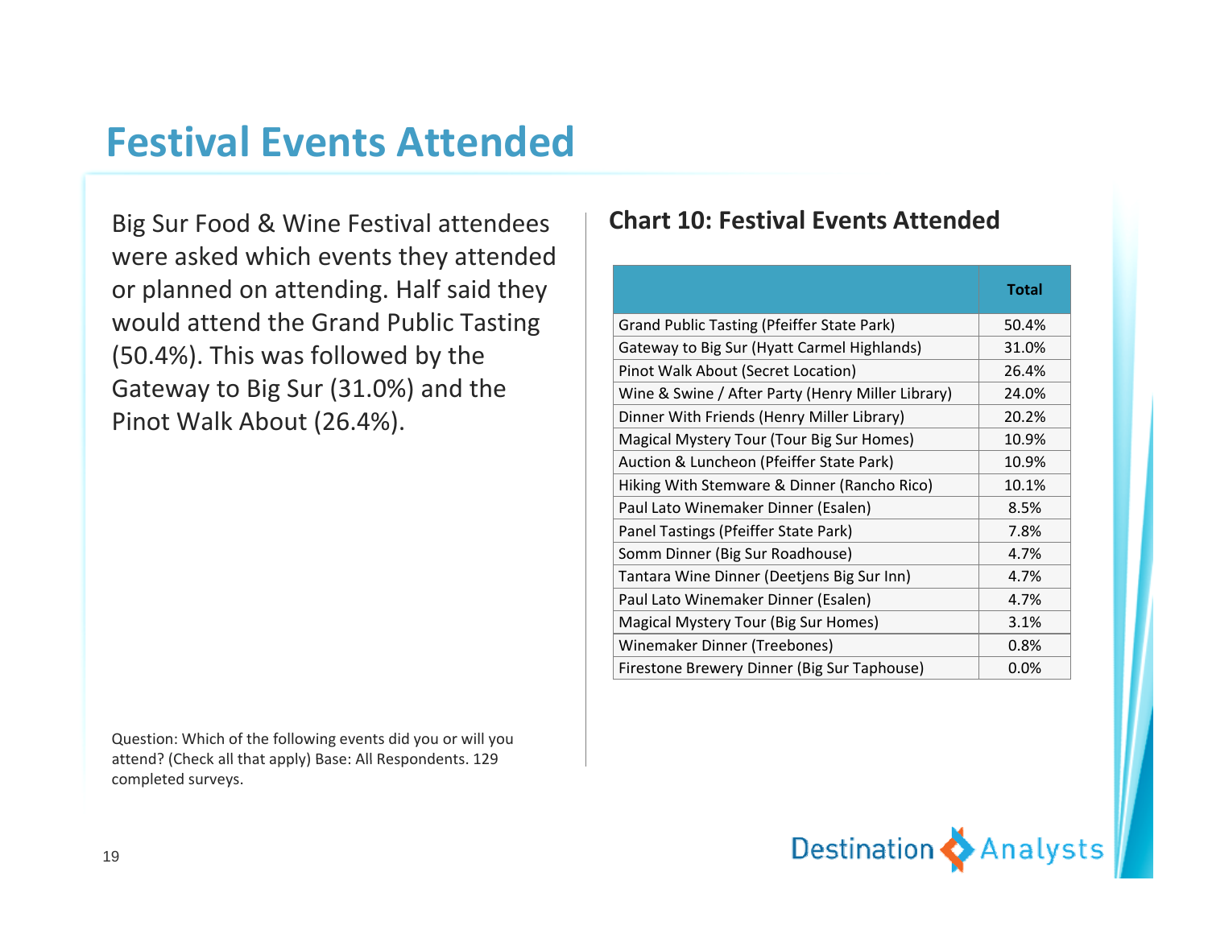# Festival Events Attended

Big Sur Food & Wine Festival attendees were asked which events they attended or planned on attending. Half said they would attend the Grand Public Tasting (50.4%). This was followed by the Gateway to Big Sur (31.0%) and the Pinot Walk About (26.4%).

Question: Which of the following events did you or will you attend? (Check all that apply) Base: All Respondents. 129 completed surveys.

## Chart 10: Festival Events Attended

| | Total |
|---|---|
| Grand Public Tasting (Pfeiffer State Park) | 50.4% |
| Gateway to Big Sur (Hyatt Carmel Highlands) | 31.0% |
| Pinot Walk About (Secret Location) | 26.4% |
| Wine & Swine / After Party (Henry Miller Library) | 24.0% |
| Dinner With Friends (Henry Miller Library) | 20.2% |
| Magical Mystery Tour (Tour Big Sur Homes) | 10.9% |
| Auction & Luncheon (Pfeiffer State Park) | 10.9% |
| Hiking With Stemware & Dinner (Rancho Rico) | 10.1% |
| Paul Lato Winemaker Dinner (Esalen) | 8.5% |
| Panel Tastings (Pfeiffer State Park) | 7.8% |
| Somm Dinner (Big Sur Roadhouse) | 4.7% |
| Tantara Wine Dinner (Deetjens Big Sur Inn) | 4.7% |
| Paul Lato Winemaker Dinner (Esalen) | 4.7% |
| Magical Mystery Tour (Big Sur Homes) | 3.1% |
| Winemaker Dinner (Treebones) | 0.8% |
| Firestone Brewery Dinner (Big Sur Taphouse) | 0.0% |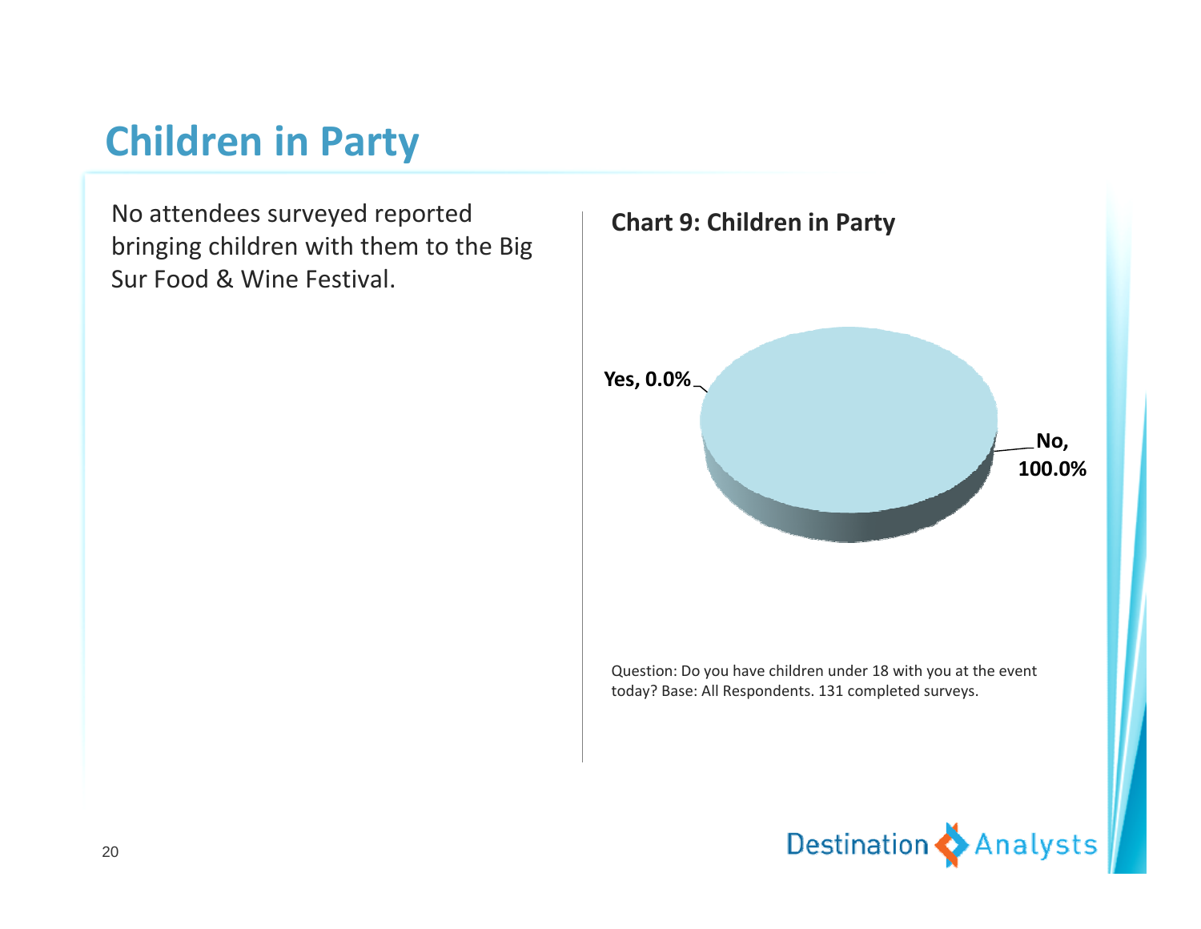# Children in Party

No attendees surveyed reported bringing children with them to the Big Sur Food & Wine Festival.

**Chart 9: Children in Party**

Yes, 0.0%

No, 100.0%

Question: Do you have children under 18 with you at the event today? Base: All Respondents. 131 completed surveys.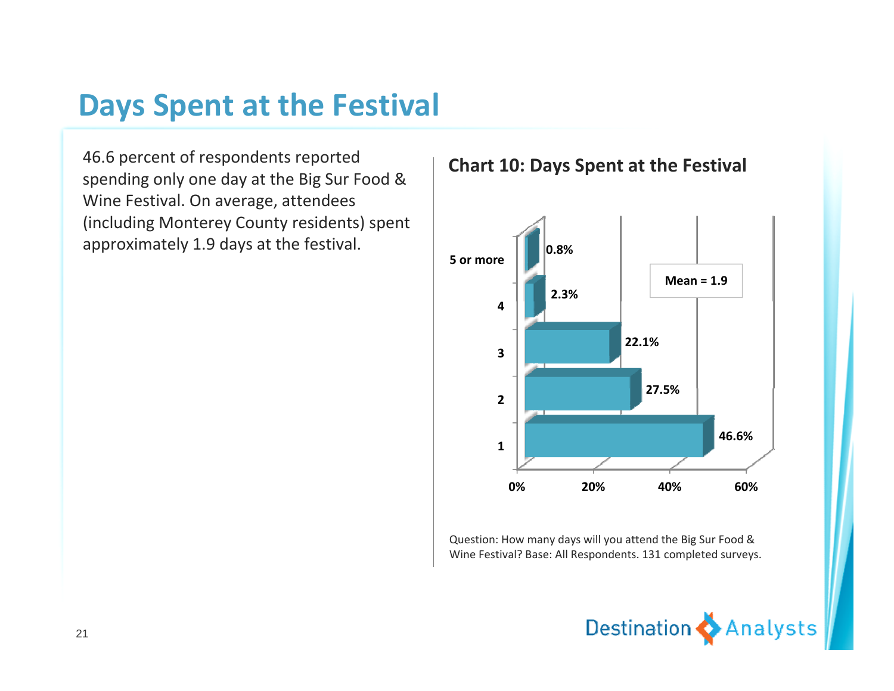# Days Spent at the Festival

46.6 percent of respondents reported spending only one day at the Big Sur Food & Wine Festival. On average, attendees (including Monterey County residents) spent approximately 1.9 days at the festival.

**Chart 10: Days Spent at the Festival**

| Days | Percent |
|---|---|
| 1 | 46.6% |
| 2 | 27.5% |
| 3 | 22.1% |
| 4 | 2.3% |
| 5 or more | 0.8% |

Mean = 1.9

Question: How many days will you attend the Big Sur Food & Wine Festival? Base: All Respondents. 131 completed surveys.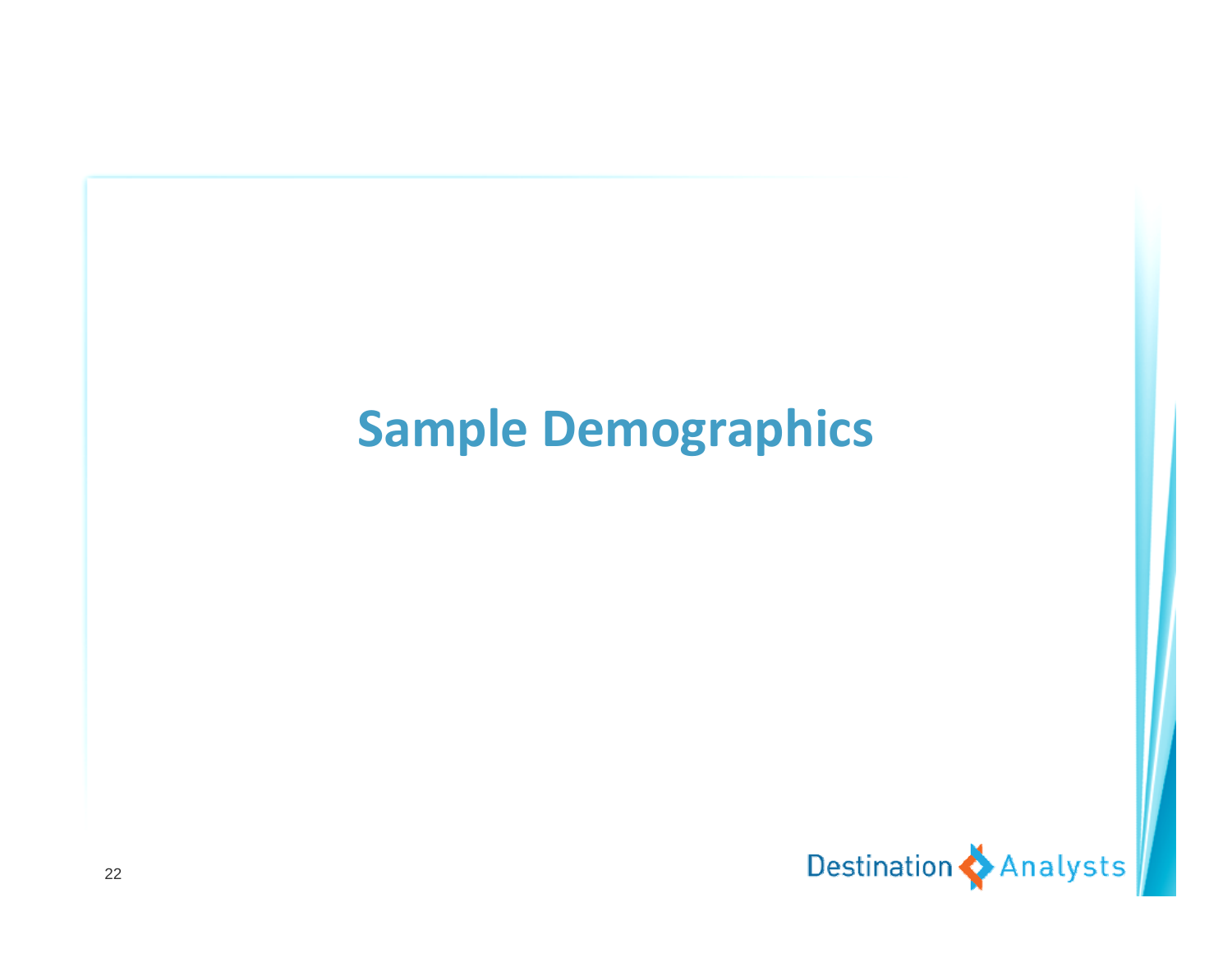# Sample Demographics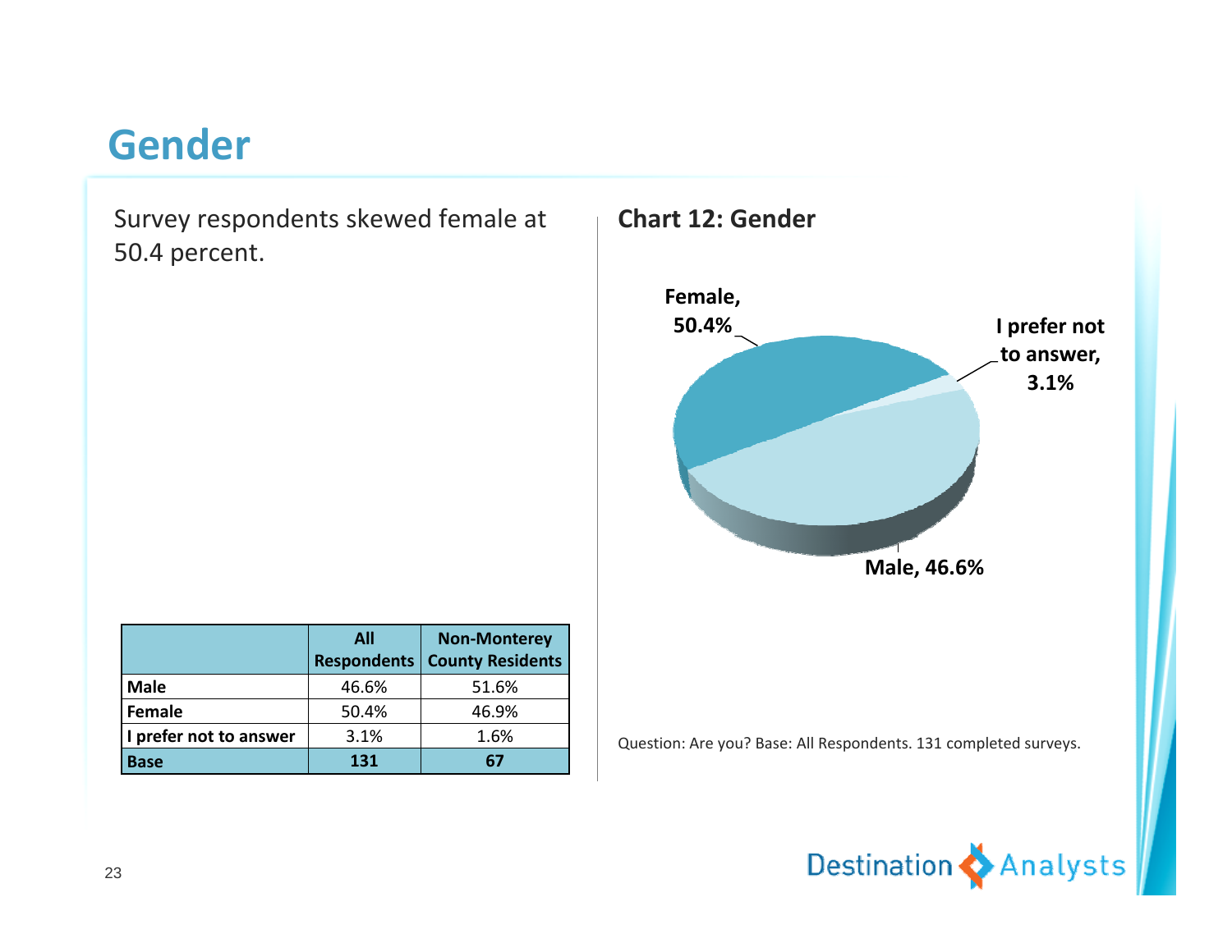# Gender

Survey respondents skewed female at 50.4 percent.

| | All Respondents | Non-Monterey County Residents |
|---|---|---|
| **Male** | 46.6% | 51.6% |
| **Female** | 50.4% | 46.9% |
| **I prefer not to answer** | 3.1% | 1.6% |
| **Base** | **131** | **67** |

**Chart 12: Gender**

Female, 50.4%

I prefer not to answer, 3.1%

Male, 46.6%

Question: Are you? Base: All Respondents. 131 completed surveys.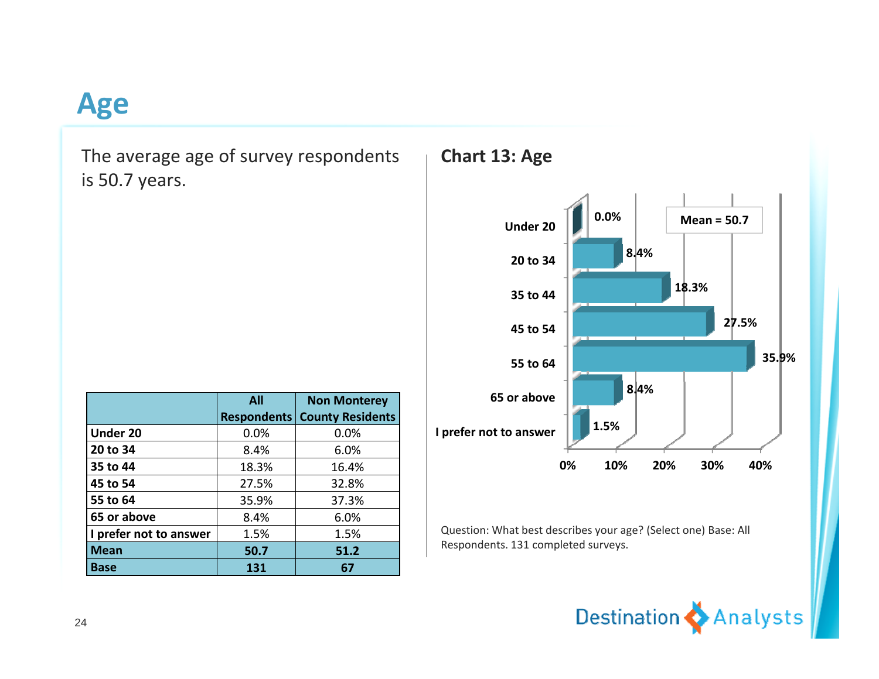# Age

The average age of survey respondents is 50.7 years.

| | All Respondents | Non Monterey County Residents |
|---|---|---|
| **Under 20** | 0.0% | 0.0% |
| **20 to 34** | 8.4% | 6.0% |
| **35 to 44** | 18.3% | 16.4% |
| **45 to 54** | 27.5% | 32.8% |
| **55 to 64** | 35.9% | 37.3% |
| **65 or above** | 8.4% | 6.0% |
| **I prefer not to answer** | 1.5% | 1.5% |
| **Mean** | **50.7** | **51.2** |
| **Base** | **131** | **67** |

## Chart 13: Age

| Age | Percent |
|---|---|
| Under 20 | 0.0% |
| 20 to 34 | 8.4% |
| 35 to 44 | 18.3% |
| 45 to 54 | 27.5% |
| 55 to 64 | 35.9% |
| 65 or above | 8.4% |
| I prefer not to answer | 1.5% |

Mean = 50.7

Question: What best describes your age? (Select one) Base: All Respondents. 131 completed surveys.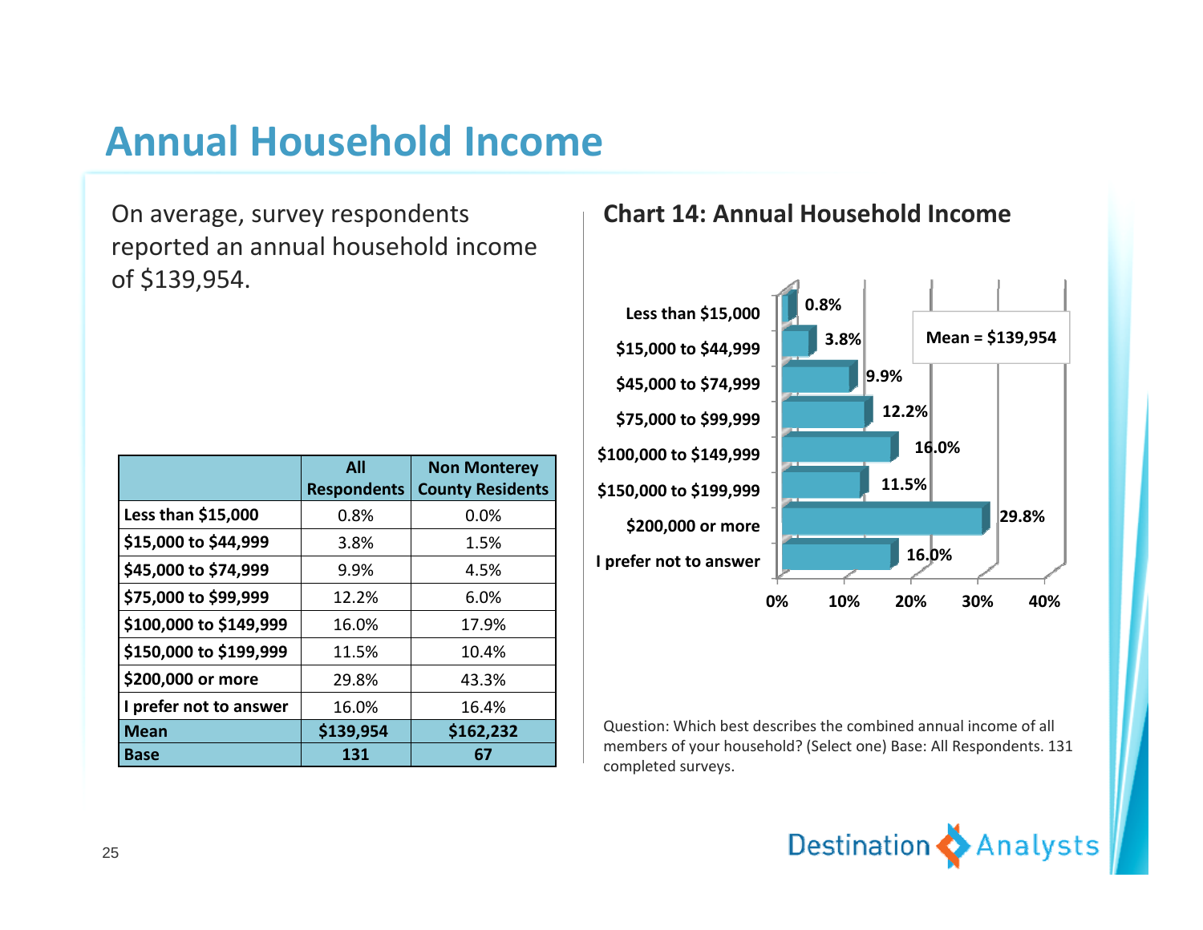# Annual Household Income

On average, survey respondents reported an annual household income of $139,954.

| | All Respondents | Non Monterey County Residents |
|---|---|---|
| **Less than $15,000** | 0.8% | 0.0% |
| **$15,000 to $44,999** | 3.8% | 1.5% |
| **$45,000 to $74,999** | 9.9% | 4.5% |
| **$75,000 to $99,999** | 12.2% | 6.0% |
| **$100,000 to $149,999** | 16.0% | 17.9% |
| **$150,000 to $199,999** | 11.5% | 10.4% |
| **$200,000 or more** | 29.8% | 43.3% |
| **I prefer not to answer** | 16.0% | 16.4% |
| **Mean** | **$139,954** | **$162,232** |
| **Base** | **131** | **67** |

## Chart 14: Annual Household Income

| | |
|---|---|
| Less than $15,000 | 0.8% |
| $15,000 to $44,999 | 3.8% |
| $45,000 to $74,999 | 9.9% |
| $75,000 to $99,999 | 12.2% |
| $100,000 to $149,999 | 16.0% |
| $150,000 to $199,999 | 11.5% |
| $200,000 or more | 29.8% |
| I prefer not to answer | 16.0% |

Mean = $139,954

Question: Which best describes the combined annual income of all members of your household? (Select one) Base: All Respondents. 131 completed surveys.

Destination Analysts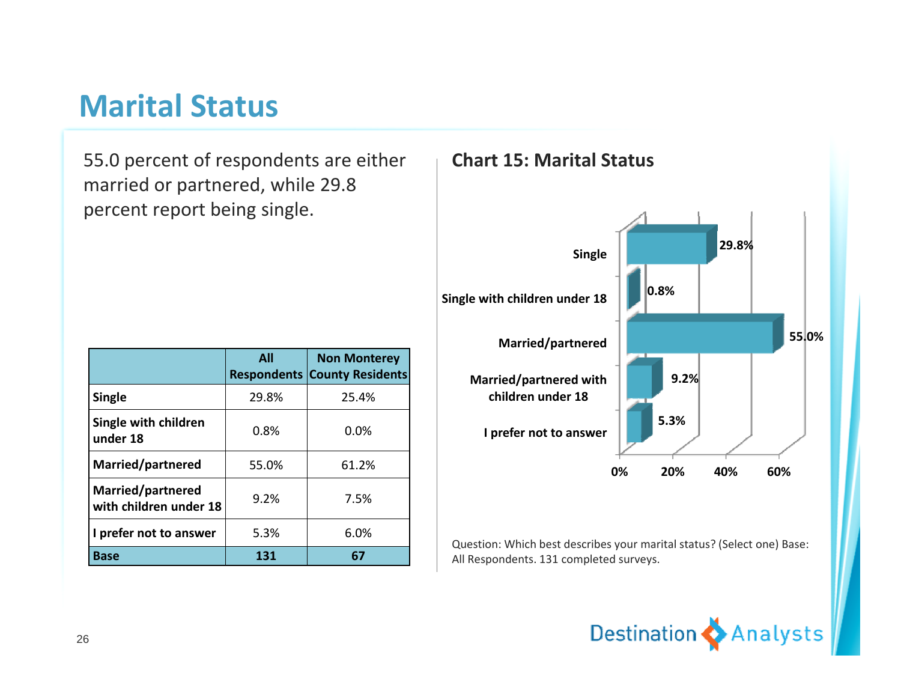# Marital Status

55.0 percent of respondents are either married or partnered, while 29.8 percent report being single.

| | All Respondents | Non Monterey County Residents |
|---|---|---|
| **Single** | 29.8% | 25.4% |
| **Single with children under 18** | 0.8% | 0.0% |
| **Married/partnered** | 55.0% | 61.2% |
| **Married/partnered with children under 18** | 9.2% | 7.5% |
| **I prefer not to answer** | 5.3% | 6.0% |
| **Base** | **131** | **67** |

## Chart 15: Marital Status

| | |
|---|---|
| Single | 29.8% |
| Single with children under 18 | 0.8% |
| Married/partnered | 55.0% |
| Married/partnered with children under 18 | 9.2% |
| I prefer not to answer | 5.3% |

Question: Which best describes your marital status? (Select one) Base: All Respondents. 131 completed surveys.

Destination Analysts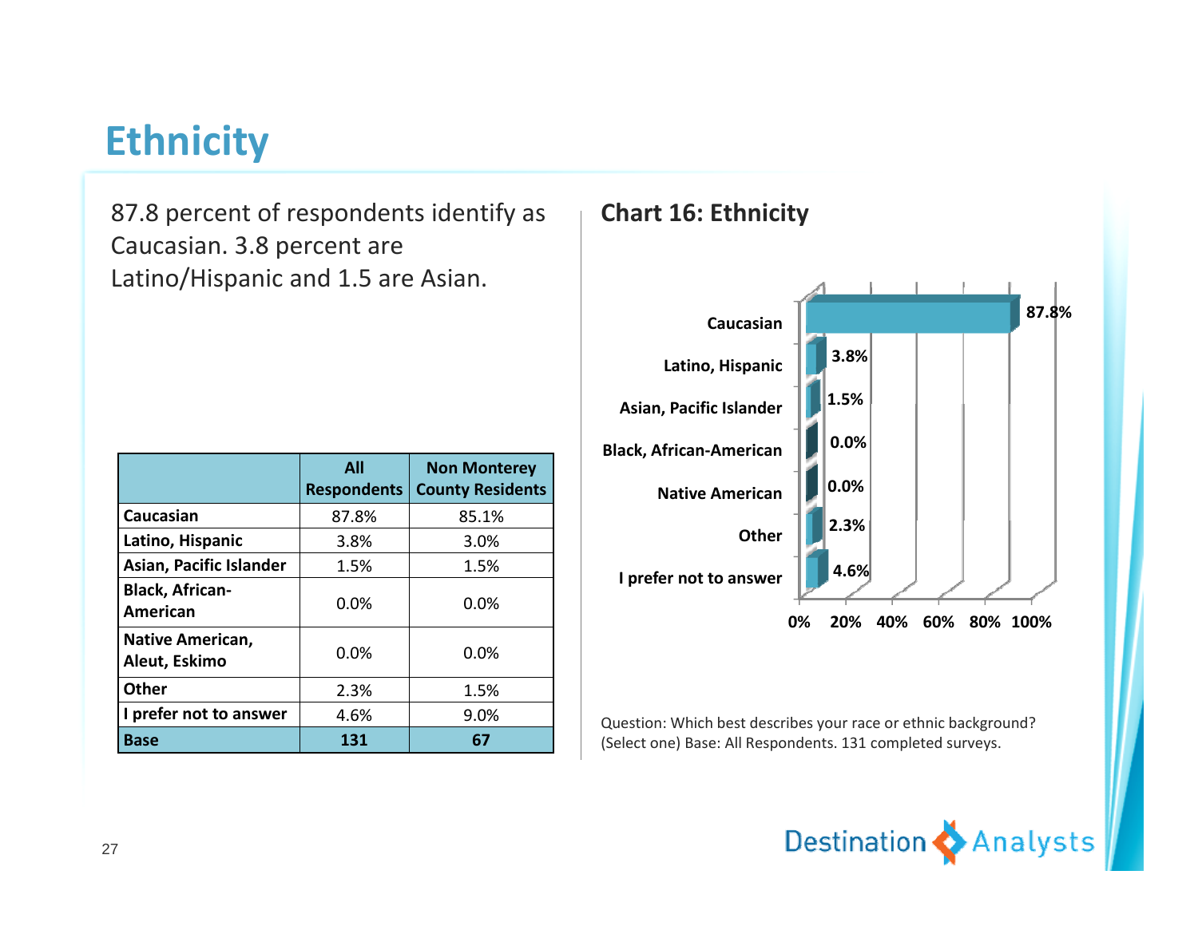# Ethnicity

87.8 percent of respondents identify as Caucasian. 3.8 percent are Latino/Hispanic and 1.5 are Asian.

| | All Respondents | Non Monterey County Residents |
|---|---|---|
| Caucasian | 87.8% | 85.1% |
| Latino, Hispanic | 3.8% | 3.0% |
| Asian, Pacific Islander | 1.5% | 1.5% |
| Black, African-American | 0.0% | 0.0% |
| Native American, Aleut, Eskimo | 0.0% | 0.0% |
| Other | 2.3% | 1.5% |
| I prefer not to answer | 4.6% | 9.0% |
| **Base** | **131** | **67** |

## Chart 16: Ethnicity

| | |
|---|---|
| Caucasian | 87.8% |
| Latino, Hispanic | 3.8% |
| Asian, Pacific Islander | 1.5% |
| Black, African-American | 0.0% |
| Native American | 0.0% |
| Other | 2.3% |
| I prefer not to answer | 4.6% |

Question: Which best describes your race or ethnic background? (Select one) Base: All Respondents. 131 completed surveys.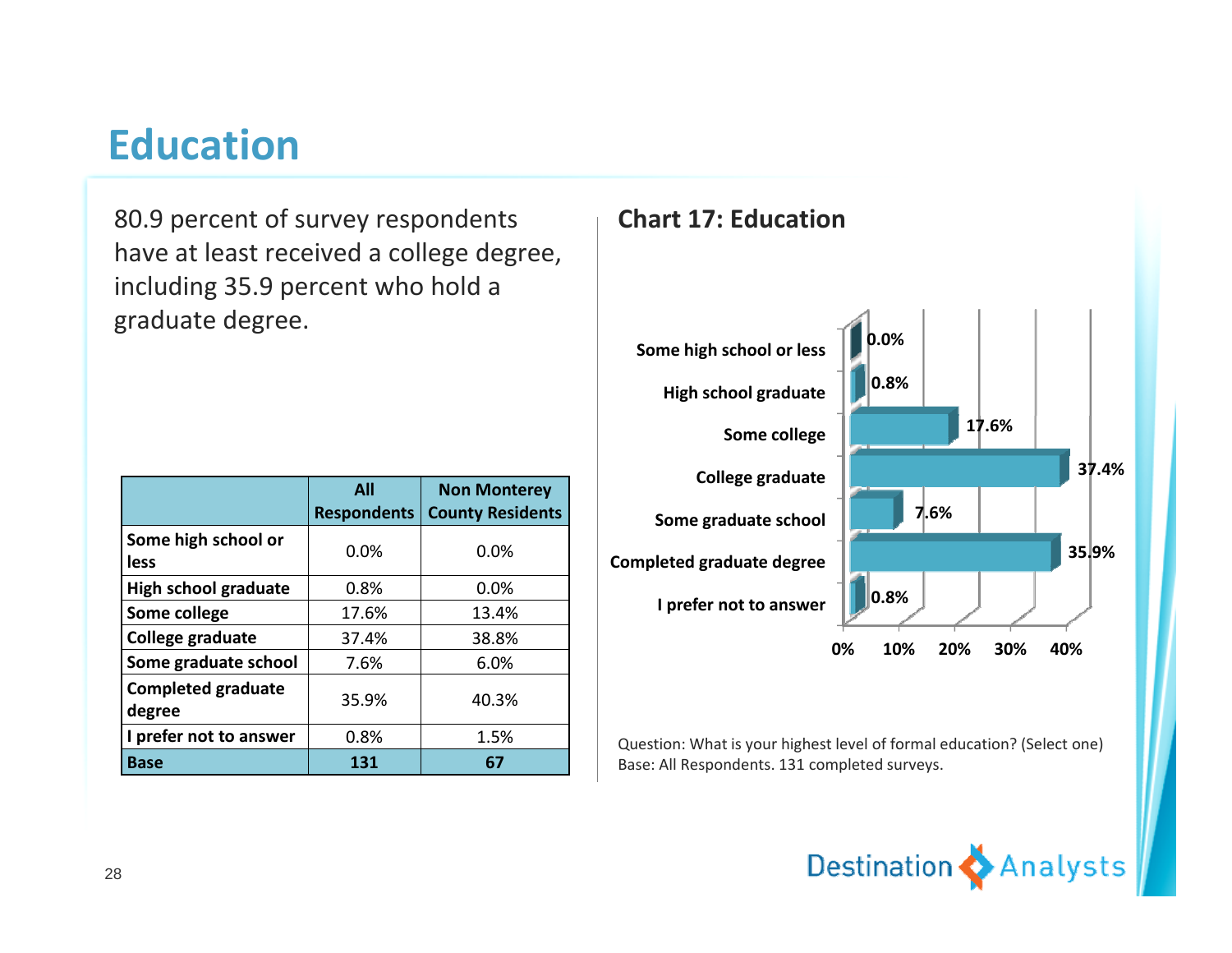# Education

80.9 percent of survey respondents have at least received a college degree, including 35.9 percent who hold a graduate degree.

| | All Respondents | Non Monterey County Residents |
|---|---|---|
| Some high school or less | 0.0% | 0.0% |
| High school graduate | 0.8% | 0.0% |
| Some college | 17.6% | 13.4% |
| College graduate | 37.4% | 38.8% |
| Some graduate school | 7.6% | 6.0% |
| Completed graduate degree | 35.9% | 40.3% |
| I prefer not to answer | 0.8% | 1.5% |
| **Base** | **131** | **67** |

## Chart 17: Education

Some high school or less 0.0%
High school graduate 0.8%
Some college 17.6%
College graduate 37.4%
Some graduate school 7.6%
Completed graduate degree 35.9%
I prefer not to answer 0.8%

0% 10% 20% 30% 40%

Question: What is your highest level of formal education? (Select one)
Base: All Respondents. 131 completed surveys.

Destination Analysts